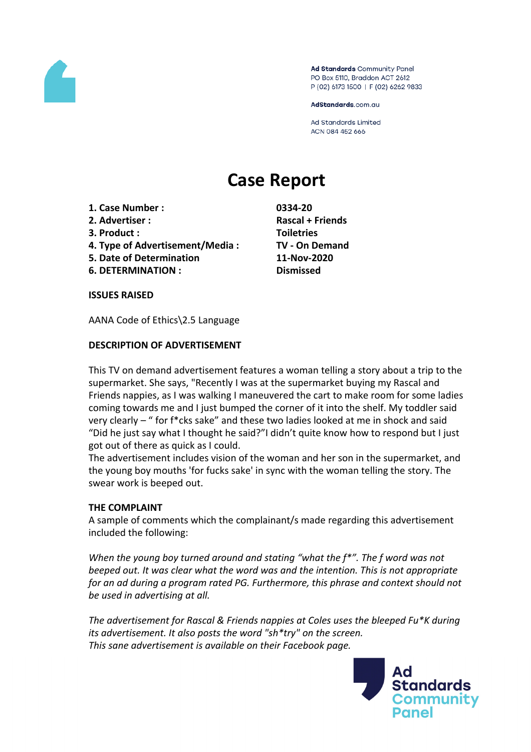Ad Standards Community Panel
PO Box 5110, Braddon ACT 2612
P (02) 6173 1500 | F (02) 6262 9833

AdStandards.com.au

Ad Standards Limited
ACN 084 452 666

# Case Report

| | |
|---|---|
| **1. Case Number :** | **0334-20** |
| **2. Advertiser :** | **Rascal + Friends** |
| **3. Product :** | **Toiletries** |
| **4. Type of Advertisement/Media :** | **TV - On Demand** |
| **5. Date of Determination** | **11-Nov-2020** |
| **6. DETERMINATION :** | **Dismissed** |

**ISSUES RAISED**

AANA Code of Ethics\2.5 Language

**DESCRIPTION OF ADVERTISEMENT**

This TV on demand advertisement features a woman telling a story about a trip to the supermarket. She says, "Recently I was at the supermarket buying my Rascal and Friends nappies, as I was walking I maneuvered the cart to make room for some ladies coming towards me and I just bumped the corner of it into the shelf. My toddler said very clearly – " for f*cks sake" and these two ladies looked at me in shock and said "Did he just say what I thought he said?"I didn't quite know how to respond but I just got out of there as quick as I could.
The advertisement includes vision of the woman and her son in the supermarket, and the young boy mouths 'for fucks sake' in sync with the woman telling the story. The swear work is beeped out.

**THE COMPLAINT**

A sample of comments which the complainant/s made regarding this advertisement included the following:

*When the young boy turned around and stating "what the f*". The f word was not beeped out. It was clear what the word was and the intention. This is not appropriate for an ad during a program rated PG. Furthermore, this phrase and context should not be used in advertising at all.*

*The advertisement for Rascal & Friends nappies at Coles uses the bleeped Fu*K during its advertisement. It also posts the word "sh*try" on the screen.*
*This sane advertisement is available on their Facebook page.*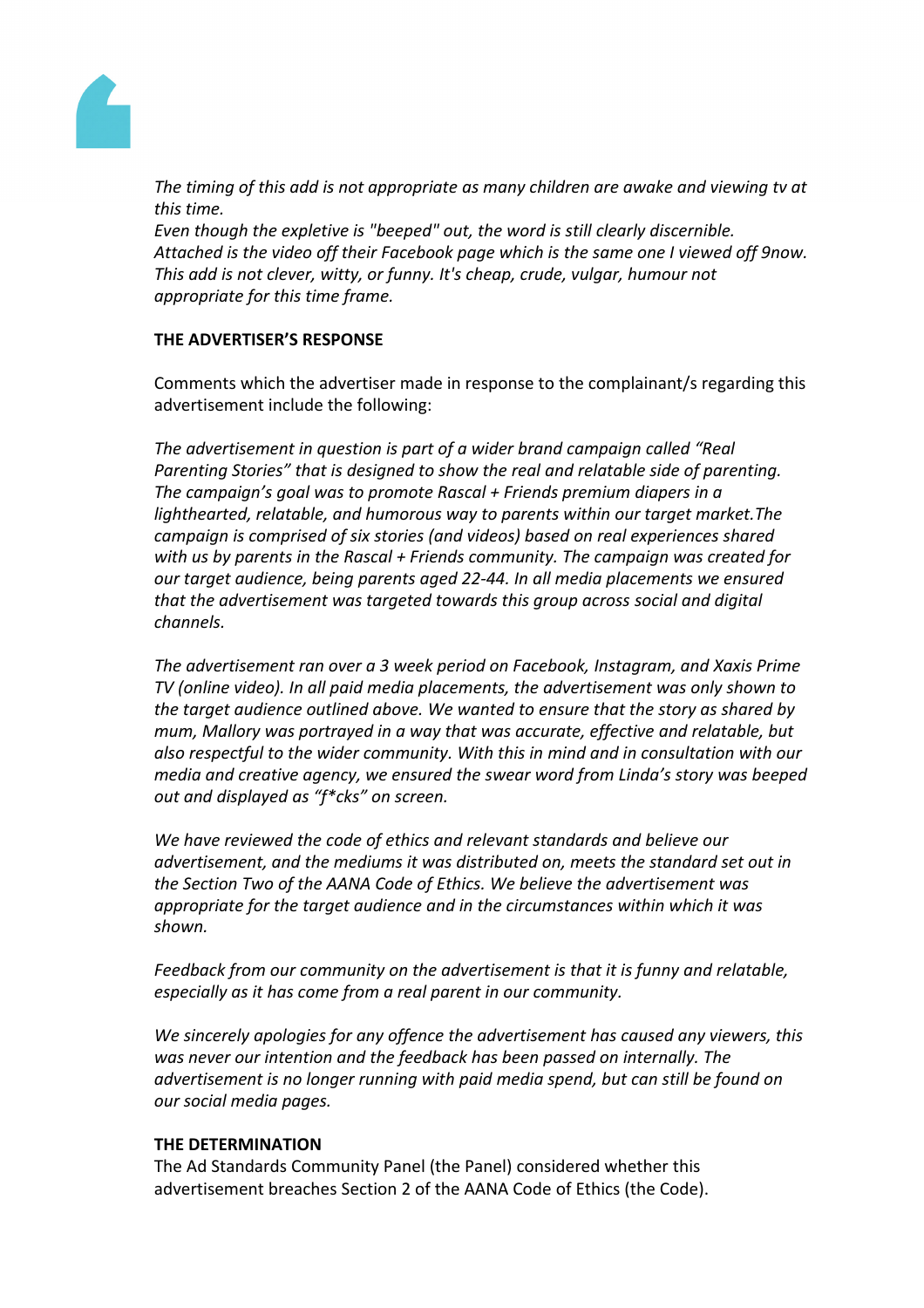*The timing of this add is not appropriate as many children are awake and viewing tv at this time.*
*Even though the expletive is "beeped" out, the word is still clearly discernible.*
*Attached is the video off their Facebook page which is the same one I viewed off 9now.*
*This add is not clever, witty, or funny. It's cheap, crude, vulgar, humour not appropriate for this time frame.*

**THE ADVERTISER'S RESPONSE**

Comments which the advertiser made in response to the complainant/s regarding this advertisement include the following:

*The advertisement in question is part of a wider brand campaign called "Real Parenting Stories" that is designed to show the real and relatable side of parenting. The campaign's goal was to promote Rascal + Friends premium diapers in a lighthearted, relatable, and humorous way to parents within our target market.The campaign is comprised of six stories (and videos) based on real experiences shared with us by parents in the Rascal + Friends community. The campaign was created for our target audience, being parents aged 22-44. In all media placements we ensured that the advertisement was targeted towards this group across social and digital channels.*

*The advertisement ran over a 3 week period on Facebook, Instagram, and Xaxis Prime TV (online video). In all paid media placements, the advertisement was only shown to the target audience outlined above. We wanted to ensure that the story as shared by mum, Mallory was portrayed in a way that was accurate, effective and relatable, but also respectful to the wider community. With this in mind and in consultation with our media and creative agency, we ensured the swear word from Linda's story was beeped out and displayed as "f*cks" on screen.*

*We have reviewed the code of ethics and relevant standards and believe our advertisement, and the mediums it was distributed on, meets the standard set out in the Section Two of the AANA Code of Ethics. We believe the advertisement was appropriate for the target audience and in the circumstances within which it was shown.*

*Feedback from our community on the advertisement is that it is funny and relatable, especially as it has come from a real parent in our community.*

*We sincerely apologies for any offence the advertisement has caused any viewers, this was never our intention and the feedback has been passed on internally. The advertisement is no longer running with paid media spend, but can still be found on our social media pages.*

**THE DETERMINATION**

The Ad Standards Community Panel (the Panel) considered whether this advertisement breaches Section 2 of the AANA Code of Ethics (the Code).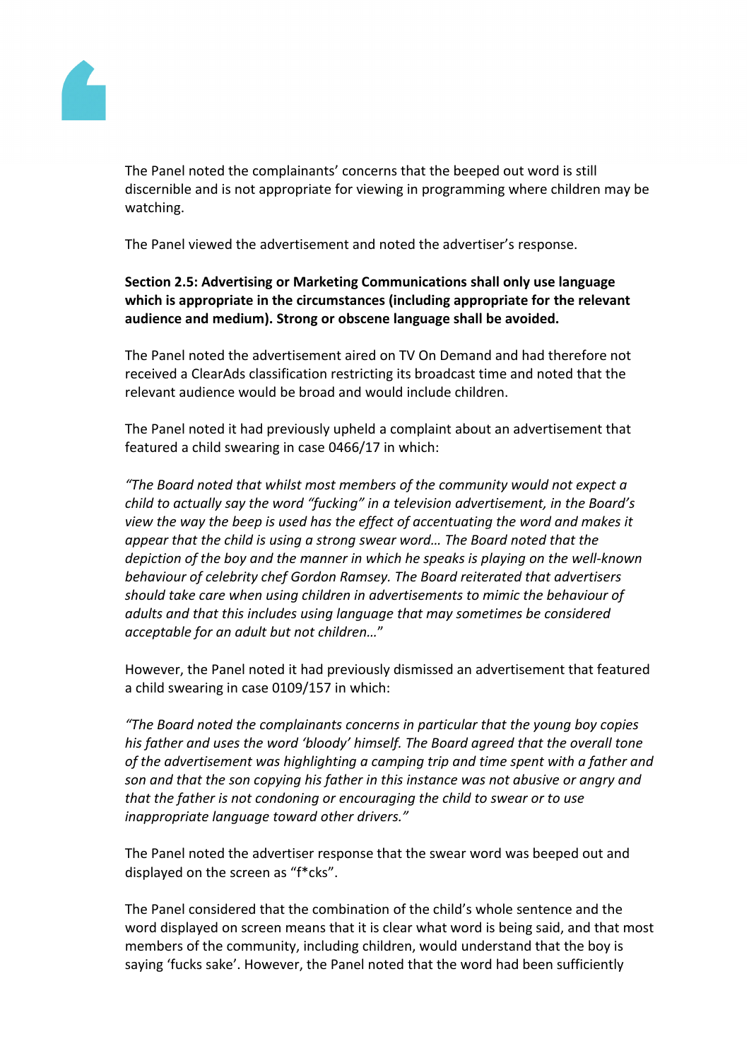The Panel noted the complainants' concerns that the beeped out word is still discernible and is not appropriate for viewing in programming where children may be watching.

The Panel viewed the advertisement and noted the advertiser's response.

**Section 2.5: Advertising or Marketing Communications shall only use language which is appropriate in the circumstances (including appropriate for the relevant audience and medium). Strong or obscene language shall be avoided.**

The Panel noted the advertisement aired on TV On Demand and had therefore not received a ClearAds classification restricting its broadcast time and noted that the relevant audience would be broad and would include children.

The Panel noted it had previously upheld a complaint about an advertisement that featured a child swearing in case 0466/17 in which:

*"The Board noted that whilst most members of the community would not expect a child to actually say the word "fucking" in a television advertisement, in the Board's view the way the beep is used has the effect of accentuating the word and makes it appear that the child is using a strong swear word… The Board noted that the depiction of the boy and the manner in which he speaks is playing on the well-known behaviour of celebrity chef Gordon Ramsey. The Board reiterated that advertisers should take care when using children in advertisements to mimic the behaviour of adults and that this includes using language that may sometimes be considered acceptable for an adult but not children…"*

However, the Panel noted it had previously dismissed an advertisement that featured a child swearing in case 0109/157 in which:

*"The Board noted the complainants concerns in particular that the young boy copies his father and uses the word 'bloody' himself. The Board agreed that the overall tone of the advertisement was highlighting a camping trip and time spent with a father and son and that the son copying his father in this instance was not abusive or angry and that the father is not condoning or encouraging the child to swear or to use inappropriate language toward other drivers."*

The Panel noted the advertiser response that the swear word was beeped out and displayed on the screen as "f*cks".

The Panel considered that the combination of the child's whole sentence and the word displayed on screen means that it is clear what word is being said, and that most members of the community, including children, would understand that the boy is saying 'fucks sake'. However, the Panel noted that the word had been sufficiently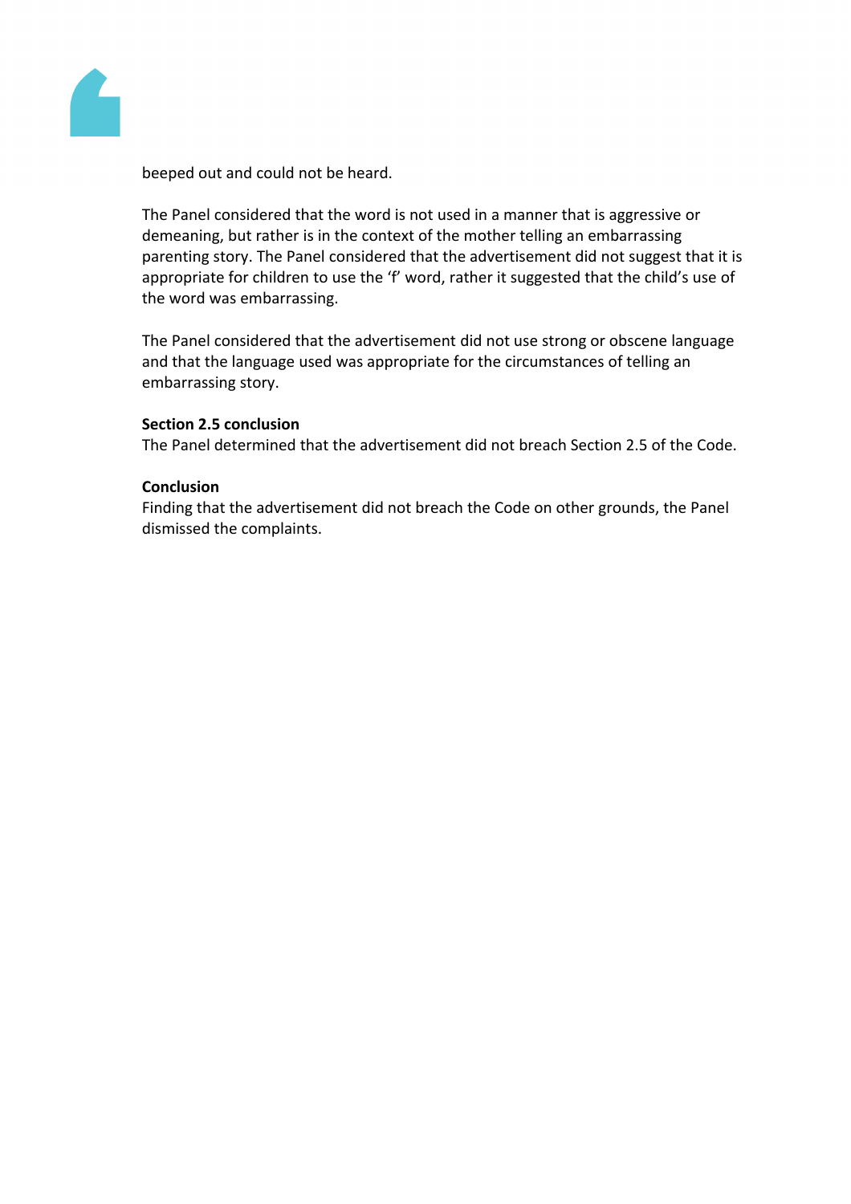beeped out and could not be heard.

The Panel considered that the word is not used in a manner that is aggressive or demeaning, but rather is in the context of the mother telling an embarrassing parenting story. The Panel considered that the advertisement did not suggest that it is appropriate for children to use the 'f' word, rather it suggested that the child's use of the word was embarrassing.

The Panel considered that the advertisement did not use strong or obscene language and that the language used was appropriate for the circumstances of telling an embarrassing story.

**Section 2.5 conclusion**
The Panel determined that the advertisement did not breach Section 2.5 of the Code.

**Conclusion**
Finding that the advertisement did not breach the Code on other grounds, the Panel dismissed the complaints.